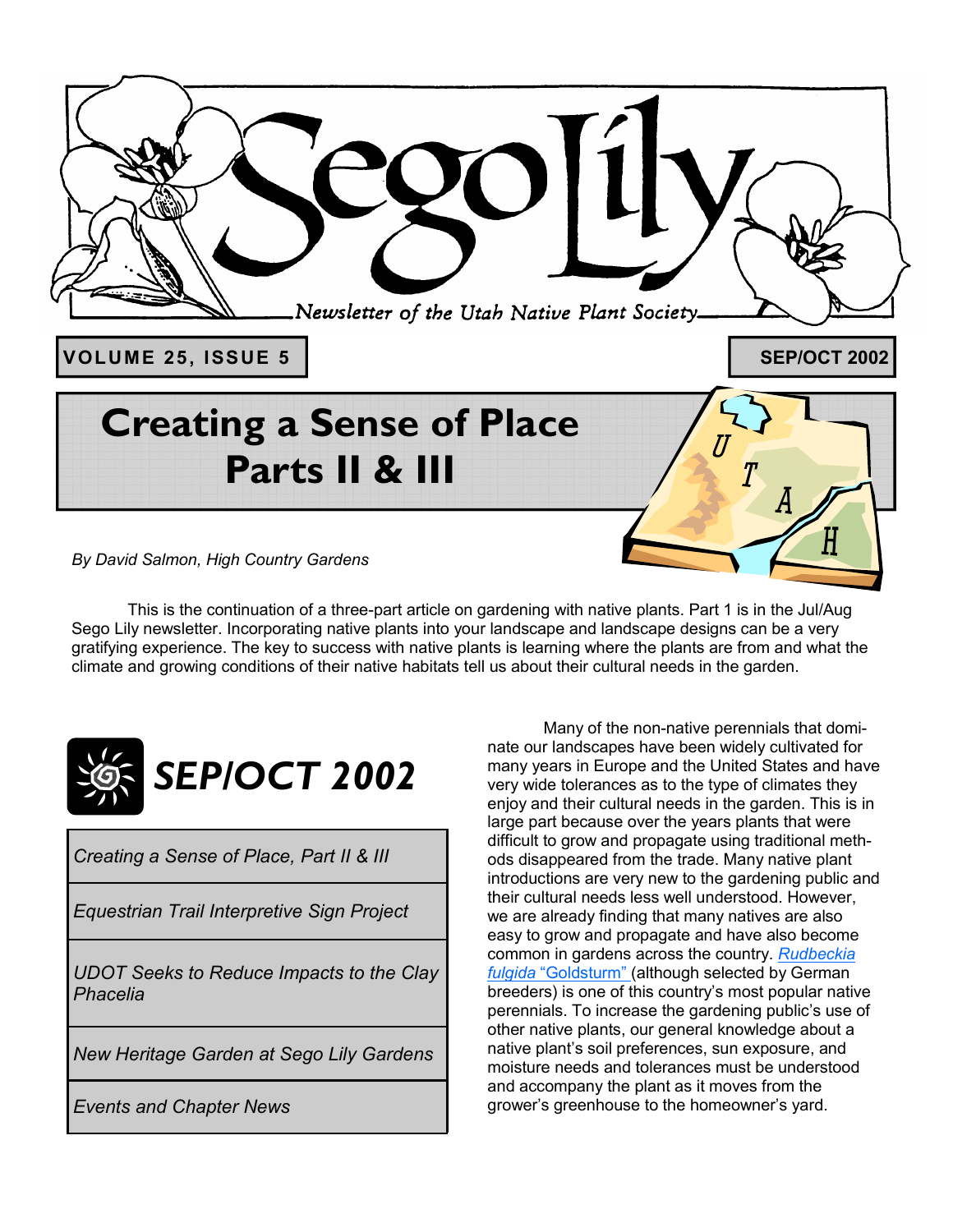# Sego Lily

*Newsletter of the Utah Native Plant Society*

**VOLUME 25, ISSUE 5** — **SEP/OCT 2002**

# Creating a Sense of Place Parts II & III

*By David Salmon, High Country Gardens*

This is the continuation of a three-part article on gardening with native plants. Part 1 is in the Jul/Aug Sego Lily newsletter. Incorporating native plants into your landscape and landscape designs can be a very gratifying experience. The key to success with native plants is learning where the plants are from and what the climate and growing conditions of their native habitats tell us about their cultural needs in the garden.

## SEP/OCT 2002

- *Creating a Sense of Place, Part II & III*
- *Equestrian Trail Interpretive Sign Project*
- *UDOT Seeks to Reduce Impacts to the Clay Phacelia*
- *New Heritage Garden at Sego Lily Gardens*
- *Events and Chapter News*

Many of the non-native perennials that dominate our landscapes have been widely cultivated for many years in Europe and the United States and have very wide tolerances as to the type of climates they enjoy and their cultural needs in the garden. This is in large part because over the years plants that were difficult to grow and propagate using traditional methods disappeared from the trade. Many native plant introductions are very new to the gardening public and their cultural needs less well understood. However, we are already finding that many natives are also easy to grow and propagate and have also become common in gardens across the country. *Rudbeckia fulgida* "Goldsturm" (although selected by German breeders) is one of this country's most popular native perennials. To increase the gardening public's use of other native plants, our general knowledge about a native plant's soil preferences, sun exposure, and moisture needs and tolerances must be understood and accompany the plant as it moves from the grower's greenhouse to the homeowner's yard.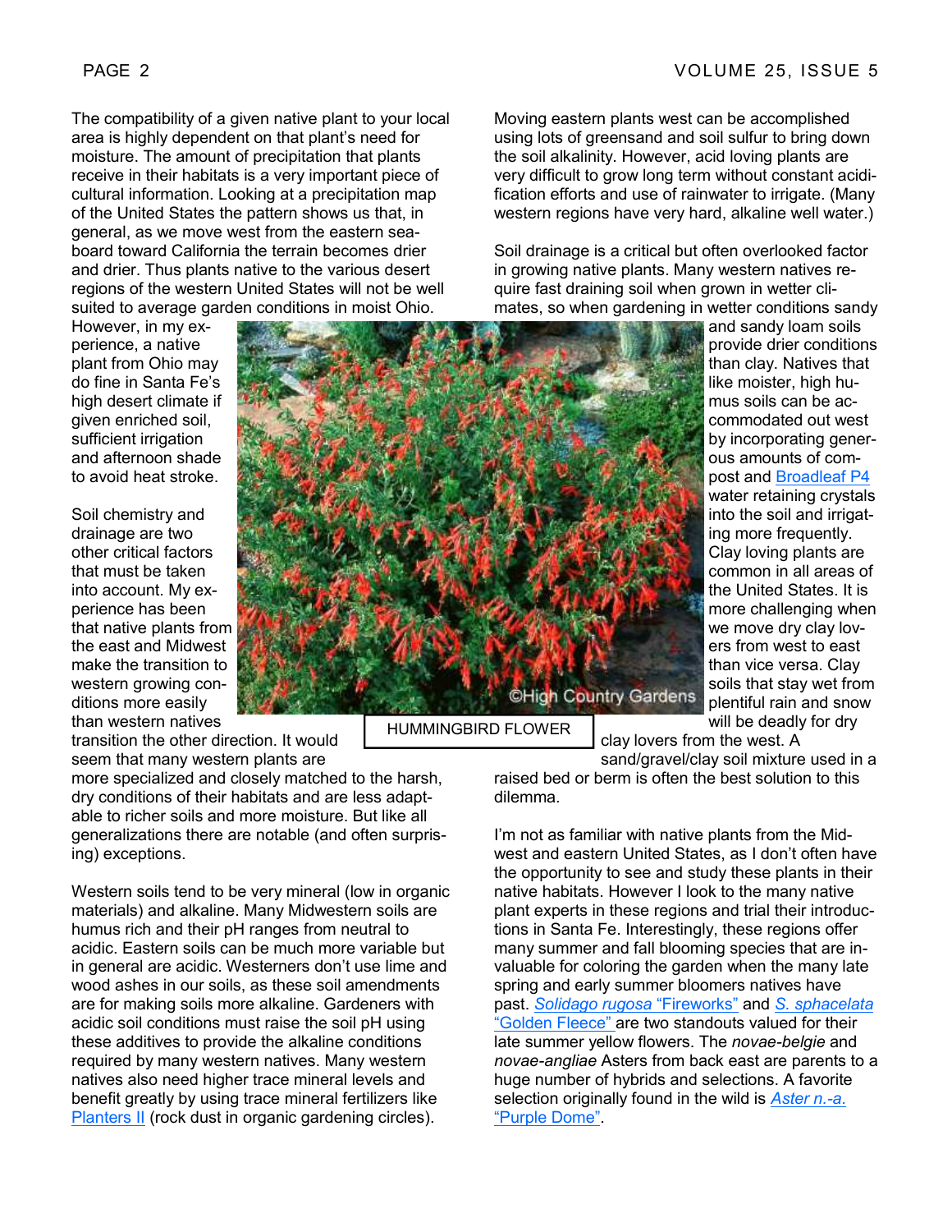The compatibility of a given native plant to your local area is highly dependent on that plant's need for moisture. The amount of precipitation that plants receive in their habitats is a very important piece of cultural information. Looking at a precipitation map of the United States the pattern shows us that, in general, as we move west from the eastern seaboard toward California the terrain becomes drier and drier. Thus plants native to the various desert regions of the western United States will not be well suited to average garden conditions in moist Ohio. However, in my experience, a native plant from Ohio may do fine in Santa Fe's high desert climate if given enriched soil, sufficient irrigation and afternoon shade to avoid heat stroke.

Soil chemistry and drainage are two other critical factors that must be taken into account. My experience has been that native plants from the east and Midwest make the transition to western growing conditions more easily than western natives transition the other direction. It would seem that many western plants are more specialized and closely matched to the harsh, dry conditions of their habitats and are less adaptable to richer soils and more moisture. But like all generalizations there are notable (and often surprising) exceptions.

Western soils tend to be very mineral (low in organic materials) and alkaline. Many Midwestern soils are humus rich and their pH ranges from neutral to acidic. Eastern soils can be much more variable but in general are acidic. Westerners don't use lime and wood ashes in our soils, as these soil amendments are for making soils more alkaline. Gardeners with acidic soil conditions must raise the soil pH using these additives to provide the alkaline conditions required by many western natives. Many western natives also need higher trace mineral levels and benefit greatly by using trace mineral fertilizers like [Planters II](#) (rock dust in organic gardening circles).

HUMMINGBIRD FLOWER

Moving eastern plants west can be accomplished using lots of greensand and soil sulfur to bring down the soil alkalinity. However, acid loving plants are very difficult to grow long term without constant acidification efforts and use of rainwater to irrigate. (Many western regions have very hard, alkaline well water.)

Soil drainage is a critical but often overlooked factor in growing native plants. Many western natives require fast draining soil when grown in wetter climates, so when gardening in wetter conditions sandy and sandy loam soils provide drier conditions than clay. Natives that like moister, high humus soils can be accommodated out west by incorporating generous amounts of compost and [Broadleaf P4](#) water retaining crystals into the soil and irrigating more frequently. Clay loving plants are common in all areas of the United States. It is more challenging when we move dry clay lovers from west to east than vice versa. Clay soils that stay wet from plentiful rain and snow will be deadly for dry clay lovers from the west. A sand/gravel/clay soil mixture used in a raised bed or berm is often the best solution to this dilemma.

I'm not as familiar with native plants from the Midwest and eastern United States, as I don't often have the opportunity to see and study these plants in their native habitats. However I look to the many native plant experts in these regions and trial their introductions in Santa Fe. Interestingly, these regions offer many summer and fall blooming species that are invaluable for coloring the garden when the many late spring and early summer bloomers natives have past. [*Solidago rugosa* "Fireworks"](#) and [*S. sphacelata* "Golden Fleece"](#) are two standouts valued for their late summer yellow flowers. The *novae-belgie* and *novae-angliae* Asters from back east are parents to a huge number of hybrids and selections. A favorite selection originally found in the wild is [*Aster n.-a.* "Purple Dome"](#).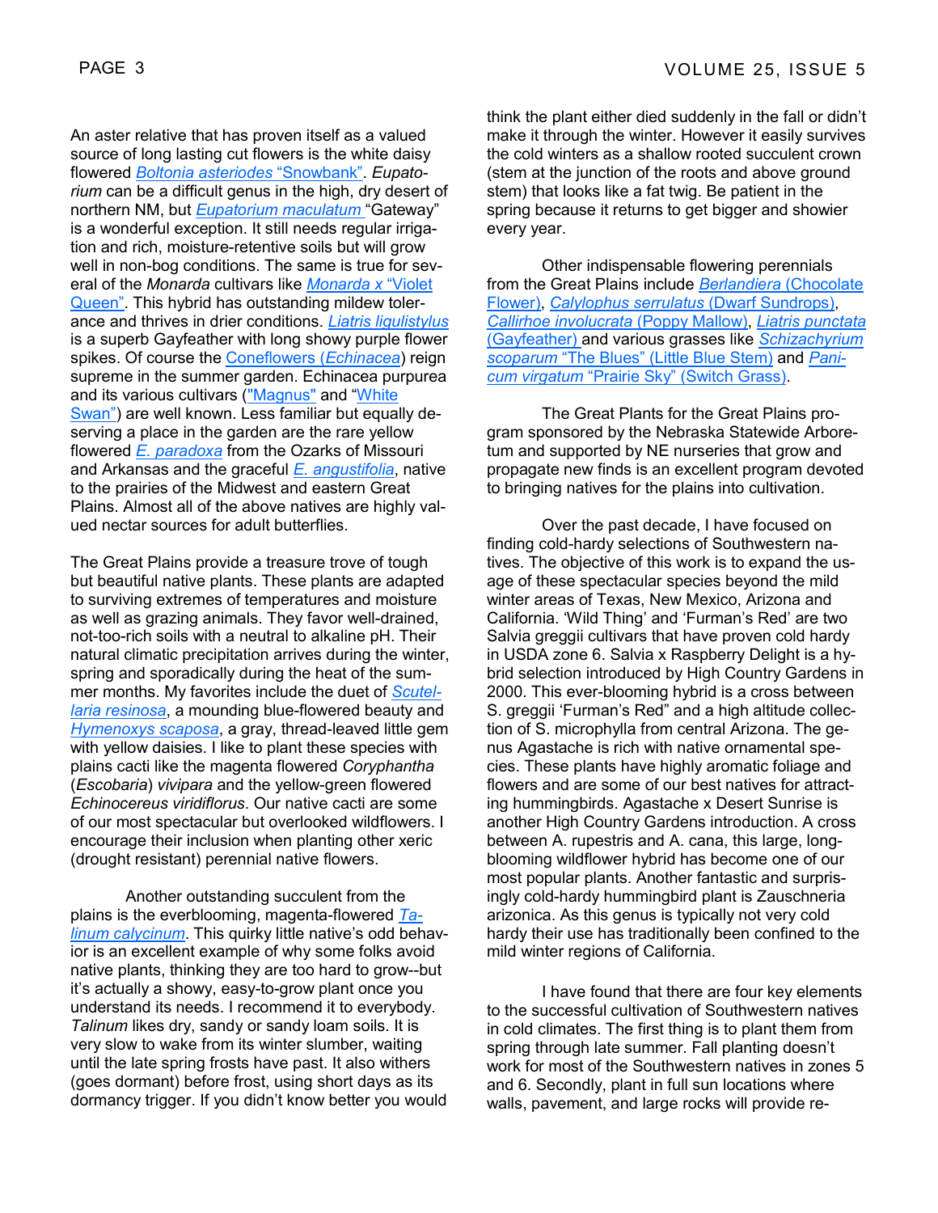An aster relative that has proven itself as a valued source of long lasting cut flowers is the white daisy flowered *Boltonia asteriodes* "Snowbank". *Eupatorium* can be a difficult genus in the high, dry desert of northern NM, but *Eupatorium maculatum* "Gateway" is a wonderful exception. It still needs regular irrigation and rich, moisture-retentive soils but will grow well in non-bog conditions. The same is true for several of the *Monarda* cultivars like *Monarda x* "Violet Queen". This hybrid has outstanding mildew tolerance and thrives in drier conditions. *Liatris ligulistylus* is a superb Gayfeather with long showy purple flower spikes. Of course the Coneflowers (*Echinacea*) reign supreme in the summer garden. Echinacea purpurea and its various cultivars ("Magnus" and "White Swan") are well known. Less familiar but equally deserving a place in the garden are the rare yellow flowered *E. paradoxa* from the Ozarks of Missouri and Arkansas and the graceful *E. angustifolia*, native to the prairies of the Midwest and eastern Great Plains. Almost all of the above natives are highly valued nectar sources for adult butterflies.

The Great Plains provide a treasure trove of tough but beautiful native plants. These plants are adapted to surviving extremes of temperatures and moisture as well as grazing animals. They favor well-drained, not-too-rich soils with a neutral to alkaline pH. Their natural climatic precipitation arrives during the winter, spring and sporadically during the heat of the summer months. My favorites include the duet of *Scutellaria resinosa*, a mounding blue-flowered beauty and *Hymenoxys scaposa*, a gray, thread-leaved little gem with yellow daisies. I like to plant these species with plains cacti like the magenta flowered *Coryphantha* (*Escobaria*) *vivipara* and the yellow-green flowered *Echinocereus viridiflorus*. Our native cacti are some of our most spectacular but overlooked wildflowers. I encourage their inclusion when planting other xeric (drought resistant) perennial native flowers.

Another outstanding succulent from the plains is the everblooming, magenta-flowered *Talinum calycinum*. This quirky little native's odd behavior is an excellent example of why some folks avoid native plants, thinking they are too hard to grow--but it's actually a showy, easy-to-grow plant once you understand its needs. I recommend it to everybody. *Talinum* likes dry, sandy or sandy loam soils. It is very slow to wake from its winter slumber, waiting until the late spring frosts have past. It also withers (goes dormant) before frost, using short days as its dormancy trigger. If you didn't know better you would think the plant either died suddenly in the fall or didn't make it through the winter. However it easily survives the cold winters as a shallow rooted succulent crown (stem at the junction of the roots and above ground stem) that looks like a fat twig. Be patient in the spring because it returns to get bigger and showier every year.

Other indispensable flowering perennials from the Great Plains include *Berlandiera* (Chocolate Flower), *Calylophus serrulatus* (Dwarf Sundrops), *Callirhoe involucrata* (Poppy Mallow), *Liatris punctata* (Gayfeather) and various grasses like *Schizachyrium scoparum* "The Blues" (Little Blue Stem) and *Panicum virgatum* "Prairie Sky" (Switch Grass).

The Great Plants for the Great Plains program sponsored by the Nebraska Statewide Arboretum and supported by NE nurseries that grow and propagate new finds is an excellent program devoted to bringing natives for the plains into cultivation.

Over the past decade, I have focused on finding cold-hardy selections of Southwestern natives. The objective of this work is to expand the usage of these spectacular species beyond the mild winter areas of Texas, New Mexico, Arizona and California. 'Wild Thing' and 'Furman's Red' are two Salvia greggii cultivars that have proven cold hardy in USDA zone 6. Salvia x Raspberry Delight is a hybrid selection introduced by High Country Gardens in 2000. This ever-blooming hybrid is a cross between S. greggii 'Furman's Red" and a high altitude collection of S. microphylla from central Arizona. The genus Agastache is rich with native ornamental species. These plants have highly aromatic foliage and flowers and are some of our best natives for attracting hummingbirds. Agastache x Desert Sunrise is another High Country Gardens introduction. A cross between A. rupestris and A. cana, this large, long-blooming wildflower hybrid has become one of our most popular plants. Another fantastic and surprisingly cold-hardy hummingbird plant is Zauschneria arizonica. As this genus is typically not very cold hardy their use has traditionally been confined to the mild winter regions of California.

I have found that there are four key elements to the successful cultivation of Southwestern natives in cold climates. The first thing is to plant them from spring through late summer. Fall planting doesn't work for most of the Southwestern natives in zones 5 and 6. Secondly, plant in full sun locations where walls, pavement, and large rocks will provide re-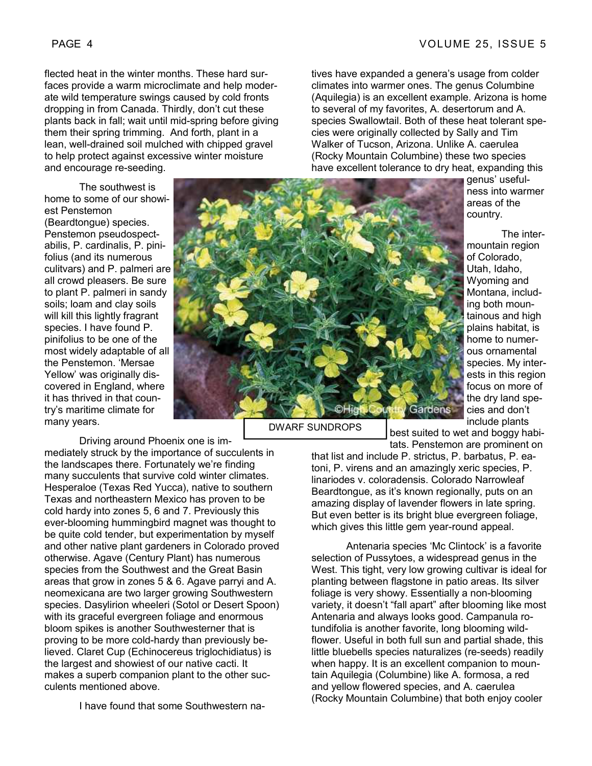flected heat in the winter months. These hard surfaces provide a warm microclimate and help moderate wild temperature swings caused by cold fronts dropping in from Canada. Thirdly, don't cut these plants back in fall; wait until mid-spring before giving them their spring trimming. And forth, plant in a lean, well-drained soil mulched with chipped gravel to help protect against excessive winter moisture and encourage re-seeding.

The southwest is home to some of our showiest Penstemon (Beardtongue) species. Penstemon pseudospectabilis, P. cardinalis, P. pinifolius (and its numerous culitvars) and P. palmeri are all crowd pleasers. Be sure to plant P. palmeri in sandy soils; loam and clay soils will kill this lightly fragrant species. I have found P. pinifolius to be one of the most widely adaptable of all the Penstemon. 'Mersae Yellow' was originally discovered in England, where it has thrived in that country's maritime climate for many years.

DWARF SUNDROPS

Driving around Phoenix one is immediately struck by the importance of succulents in the landscapes there. Fortunately we're finding many succulents that survive cold winter climates. Hesperaloe (Texas Red Yucca), native to southern Texas and northeastern Mexico has proven to be cold hardy into zones 5, 6 and 7. Previously this ever-blooming hummingbird magnet was thought to be quite cold tender, but experimentation by myself and other native plant gardeners in Colorado proved otherwise. Agave (Century Plant) has numerous species from the Southwest and the Great Basin areas that grow in zones 5 & 6. Agave parryi and A. neomexicana are two larger growing Southwestern species. Dasylirion wheeleri (Sotol or Desert Spoon) with its graceful evergreen foliage and enormous bloom spikes is another Southwesterner that is proving to be more cold-hardy than previously believed. Claret Cup (Echinocereus triglochidiatus) is the largest and showiest of our native cacti. It makes a superb companion plant to the other succulents mentioned above.

I have found that some Southwestern natives have expanded a genera's usage from colder climates into warmer ones. The genus Columbine (Aquilegia) is an excellent example. Arizona is home to several of my favorites, A. desertorum and A. species Swallowtail. Both of these heat tolerant species were originally collected by Sally and Tim Walker of Tucson, Arizona. Unlike A. caerulea (Rocky Mountain Columbine) these two species have excellent tolerance to dry heat, expanding this genus' usefulness into warmer areas of the country.

The intermountain region of Colorado, Utah, Idaho, Wyoming and Montana, including both mountainous and high plains habitat, is home to numerous ornamental species. My interests in this region focus on more of the dry land species and don't include plants best suited to wet and boggy habitats. Penstemon are prominent on that list and include P. strictus, P. barbatus, P. eatoni, P. virens and an amazingly xeric species, P. linariodes v. coloradensis. Colorado Narrowleaf Beardtongue, as it's known regionally, puts on an amazing display of lavender flowers in late spring. But even better is its bright blue evergreen foliage, which gives this little gem year-round appeal.

Antenaria species 'Mc Clintock' is a favorite selection of Pussytoes, a widespread genus in the West. This tight, very low growing cultivar is ideal for planting between flagstone in patio areas. Its silver foliage is very showy. Essentially a non-blooming variety, it doesn't "fall apart" after blooming like most Antenaria and always looks good. Campanula rotundifolia is another favorite, long blooming wildflower. Useful in both full sun and partial shade, this little bluebells species naturalizes (re-seeds) readily when happy. It is an excellent companion to mountain Aquilegia (Columbine) like A. formosa, a red and yellow flowered species, and A. caerulea (Rocky Mountain Columbine) that both enjoy cooler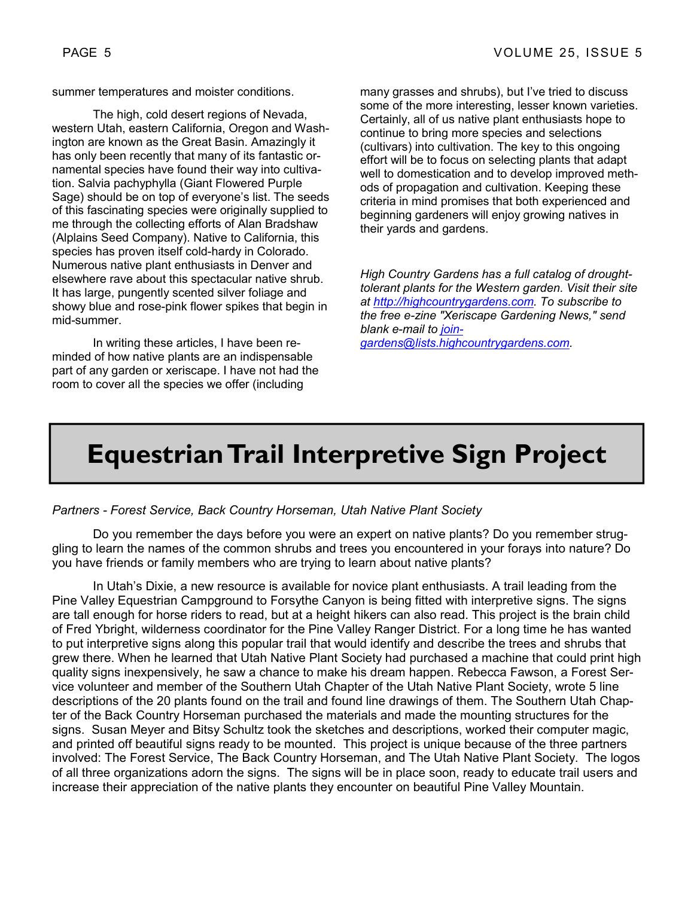summer temperatures and moister conditions.

The high, cold desert regions of Nevada, western Utah, eastern California, Oregon and Washington are known as the Great Basin. Amazingly it has only been recently that many of its fantastic ornamental species have found their way into cultivation. Salvia pachyphylla (Giant Flowered Purple Sage) should be on top of everyone's list. The seeds of this fascinating species were originally supplied to me through the collecting efforts of Alan Bradshaw (Alplains Seed Company). Native to California, this species has proven itself cold-hardy in Colorado. Numerous native plant enthusiasts in Denver and elsewhere rave about this spectacular native shrub. It has large, pungently scented silver foliage and showy blue and rose-pink flower spikes that begin in mid-summer.

In writing these articles, I have been reminded of how native plants are an indispensable part of any garden or xeriscape. I have not had the room to cover all the species we offer (including many grasses and shrubs), but I've tried to discuss some of the more interesting, lesser known varieties. Certainly, all of us native plant enthusiasts hope to continue to bring more species and selections (cultivars) into cultivation. The key to this ongoing effort will be to focus on selecting plants that adapt well to domestication and to develop improved methods of propagation and cultivation. Keeping these criteria in mind promises that both experienced and beginning gardeners will enjoy growing natives in their yards and gardens.

*High Country Gardens has a full catalog of drought-tolerant plants for the Western garden. Visit their site at [http://highcountrygardens.com](http://highcountrygardens.com). To subscribe to the free e-zine "Xeriscape Gardening News," send blank e-mail to [join-gardens@lists.highcountrygardens.com](mailto:join-gardens@lists.highcountrygardens.com).*

# Equestrian Trail Interpretive Sign Project

*Partners - Forest Service, Back Country Horseman, Utah Native Plant Society*

Do you remember the days before you were an expert on native plants? Do you remember struggling to learn the names of the common shrubs and trees you encountered in your forays into nature? Do you have friends or family members who are trying to learn about native plants?

In Utah's Dixie, a new resource is available for novice plant enthusiasts. A trail leading from the Pine Valley Equestrian Campground to Forsythe Canyon is being fitted with interpretive signs. The signs are tall enough for horse riders to read, but at a height hikers can also read. This project is the brain child of Fred Ybright, wilderness coordinator for the Pine Valley Ranger District. For a long time he has wanted to put interpretive signs along this popular trail that would identify and describe the trees and shrubs that grew there. When he learned that Utah Native Plant Society had purchased a machine that could print high quality signs inexpensively, he saw a chance to make his dream happen. Rebecca Fawson, a Forest Service volunteer and member of the Southern Utah Chapter of the Utah Native Plant Society, wrote 5 line descriptions of the 20 plants found on the trail and found line drawings of them. The Southern Utah Chapter of the Back Country Horseman purchased the materials and made the mounting structures for the signs. Susan Meyer and Bitsy Schultz took the sketches and descriptions, worked their computer magic, and printed off beautiful signs ready to be mounted. This project is unique because of the three partners involved: The Forest Service, The Back Country Horseman, and The Utah Native Plant Society. The logos of all three organizations adorn the signs. The signs will be in place soon, ready to educate trail users and increase their appreciation of the native plants they encounter on beautiful Pine Valley Mountain.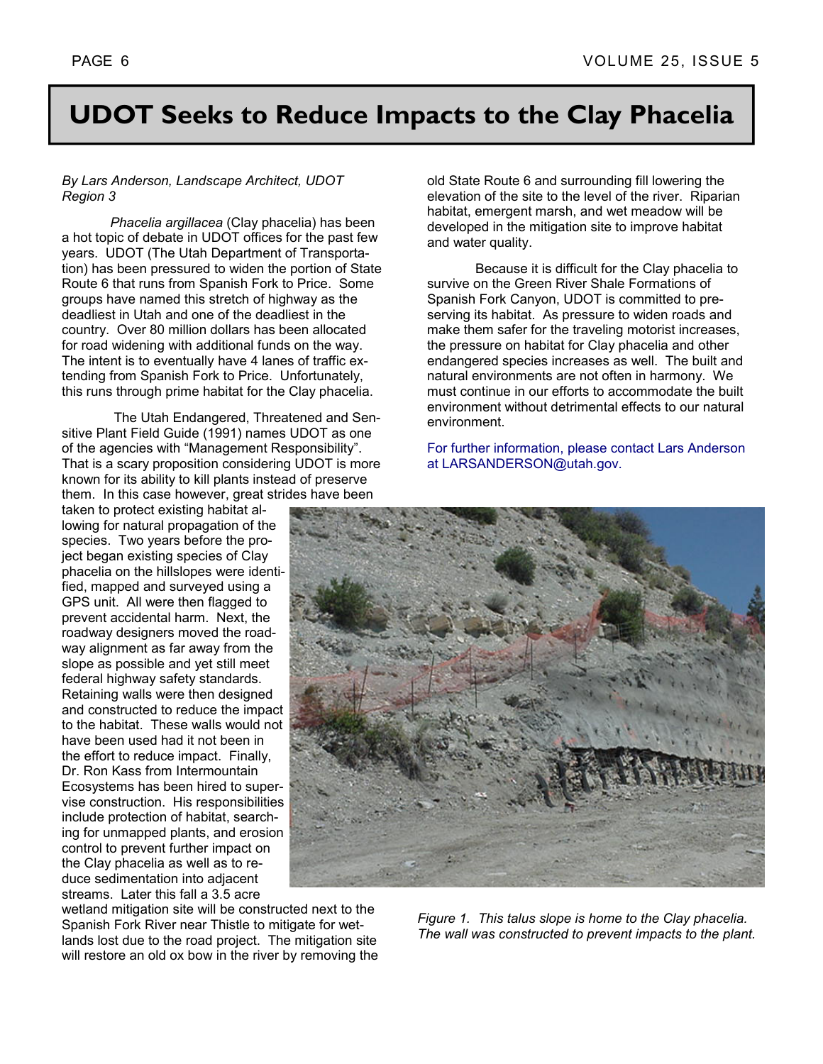# UDOT Seeks to Reduce Impacts to the Clay Phacelia

*By Lars Anderson, Landscape Architect, UDOT Region 3*

*Phacelia argillacea* (Clay phacelia) has been a hot topic of debate in UDOT offices for the past few years. UDOT (The Utah Department of Transportation) has been pressured to widen the portion of State Route 6 that runs from Spanish Fork to Price. Some groups have named this stretch of highway as the deadliest in Utah and one of the deadliest in the country. Over 80 million dollars has been allocated for road widening with additional funds on the way. The intent is to eventually have 4 lanes of traffic extending from Spanish Fork to Price. Unfortunately, this runs through prime habitat for the Clay phacelia.

The Utah Endangered, Threatened and Sensitive Plant Field Guide (1991) names UDOT as one of the agencies with "Management Responsibility". That is a scary proposition considering UDOT is more known for its ability to kill plants instead of preserve them. In this case however, great strides have been taken to protect existing habitat allowing for natural propagation of the species. Two years before the project began existing species of Clay phacelia on the hillslopes were identified, mapped and surveyed using a GPS unit. All were then flagged to prevent accidental harm. Next, the roadway designers moved the roadway alignment as far away from the slope as possible and yet still meet federal highway safety standards. Retaining walls were then designed and constructed to reduce the impact to the habitat. These walls would not have been used had it not been in the effort to reduce impact. Finally, Dr. Ron Kass from Intermountain Ecosystems has been hired to supervise construction. His responsibilities include protection of habitat, searching for unmapped plants, and erosion control to prevent further impact on the Clay phacelia as well as to reduce sedimentation into adjacent streams. Later this fall a 3.5 acre wetland mitigation site will be constructed next to the Spanish Fork River near Thistle to mitigate for wetlands lost due to the road project. The mitigation site will restore an old ox bow in the river by removing the old State Route 6 and surrounding fill lowering the elevation of the site to the level of the river. Riparian habitat, emergent marsh, and wet meadow will be developed in the mitigation site to improve habitat and water quality.

Because it is difficult for the Clay phacelia to survive on the Green River Shale Formations of Spanish Fork Canyon, UDOT is committed to preserving its habitat. As pressure to widen roads and make them safer for the traveling motorist increases, the pressure on habitat for Clay phacelia and other endangered species increases as well. The built and natural environments are not often in harmony. We must continue in our efforts to accommodate the built environment without detrimental effects to our natural environment.

For further information, please contact Lars Anderson at LARSANDERSON@utah.gov.

*Figure 1. This talus slope is home to the Clay phacelia. The wall was constructed to prevent impacts to the plant.*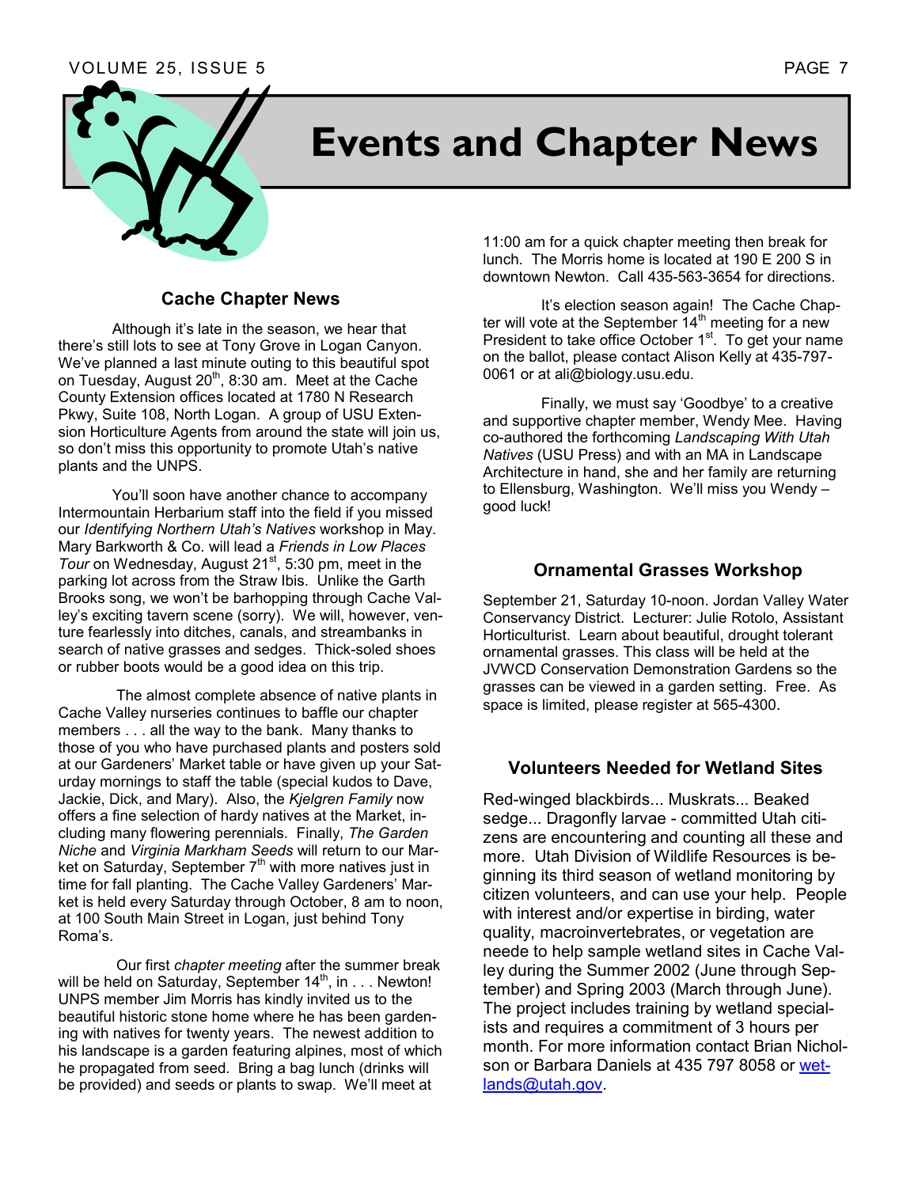# Events and Chapter News

## Cache Chapter News

Although it's late in the season, we hear that there's still lots to see at Tony Grove in Logan Canyon. We've planned a last minute outing to this beautiful spot on Tuesday, August 20th, 8:30 am. Meet at the Cache County Extension offices located at 1780 N Research Pkwy, Suite 108, North Logan. A group of USU Extension Horticulture Agents from around the state will join us, so don't miss this opportunity to promote Utah's native plants and the UNPS.

You'll soon have another chance to accompany Intermountain Herbarium staff into the field if you missed our *Identifying Northern Utah's Natives* workshop in May. Mary Barkworth & Co. will lead a *Friends in Low Places Tour* on Wednesday, August 21st, 5:30 pm, meet in the parking lot across from the Straw Ibis. Unlike the Garth Brooks song, we won't be barhopping through Cache Valley's exciting tavern scene (sorry). We will, however, venture fearlessly into ditches, canals, and streambanks in search of native grasses and sedges. Thick-soled shoes or rubber boots would be a good idea on this trip.

The almost complete absence of native plants in Cache Valley nurseries continues to baffle our chapter members . . . all the way to the bank. Many thanks to those of you who have purchased plants and posters sold at our Gardeners' Market table or have given up your Saturday mornings to staff the table (special kudos to Dave, Jackie, Dick, and Mary). Also, the *Kjelgren Family* now offers a fine selection of hardy natives at the Market, including many flowering perennials. Finally, *The Garden Niche* and *Virginia Markham Seeds* will return to our Market on Saturday, September 7th with more natives just in time for fall planting. The Cache Valley Gardeners' Market is held every Saturday through October, 8 am to noon, at 100 South Main Street in Logan, just behind Tony Roma's.

Our first *chapter meeting* after the summer break will be held on Saturday, September 14th, in . . . Newton! UNPS member Jim Morris has kindly invited us to the beautiful historic stone home where he has been gardening with natives for twenty years. The newest addition to his landscape is a garden featuring alpines, most of which he propagated from seed. Bring a bag lunch (drinks will be provided) and seeds or plants to swap. We'll meet at 11:00 am for a quick chapter meeting then break for lunch. The Morris home is located at 190 E 200 S in downtown Newton. Call 435-563-3654 for directions.

It's election season again! The Cache Chapter will vote at the September 14th meeting for a new President to take office October 1st. To get your name on the ballot, please contact Alison Kelly at 435-797-0061 or at ali@biology.usu.edu.

Finally, we must say 'Goodbye' to a creative and supportive chapter member, Wendy Mee. Having co-authored the forthcoming *Landscaping With Utah Natives* (USU Press) and with an MA in Landscape Architecture in hand, she and her family are returning to Ellensburg, Washington. We'll miss you Wendy – good luck!

## Ornamental Grasses Workshop

September 21, Saturday 10-noon. Jordan Valley Water Conservancy District. Lecturer: Julie Rotolo, Assistant Horticulturist. Learn about beautiful, drought tolerant ornamental grasses. This class will be held at the JVWCD Conservation Demonstration Gardens so the grasses can be viewed in a garden setting. Free. As space is limited, please register at 565-4300.

## Volunteers Needed for Wetland Sites

Red-winged blackbirds... Muskrats... Beaked sedge... Dragonfly larvae - committed Utah citizens are encountering and counting all these and more. Utah Division of Wildlife Resources is beginning its third season of wetland monitoring by citizen volunteers, and can use your help. People with interest and/or expertise in birding, water quality, macroinvertebrates, or vegetation are neede to help sample wetland sites in Cache Valley during the Summer 2002 (June through September) and Spring 2003 (March through June). The project includes training by wetland specialists and requires a commitment of 3 hours per month. For more information contact Brian Nicholson or Barbara Daniels at 435 797 8058 or [wetlands@utah.gov](mailto:wetlands@utah.gov).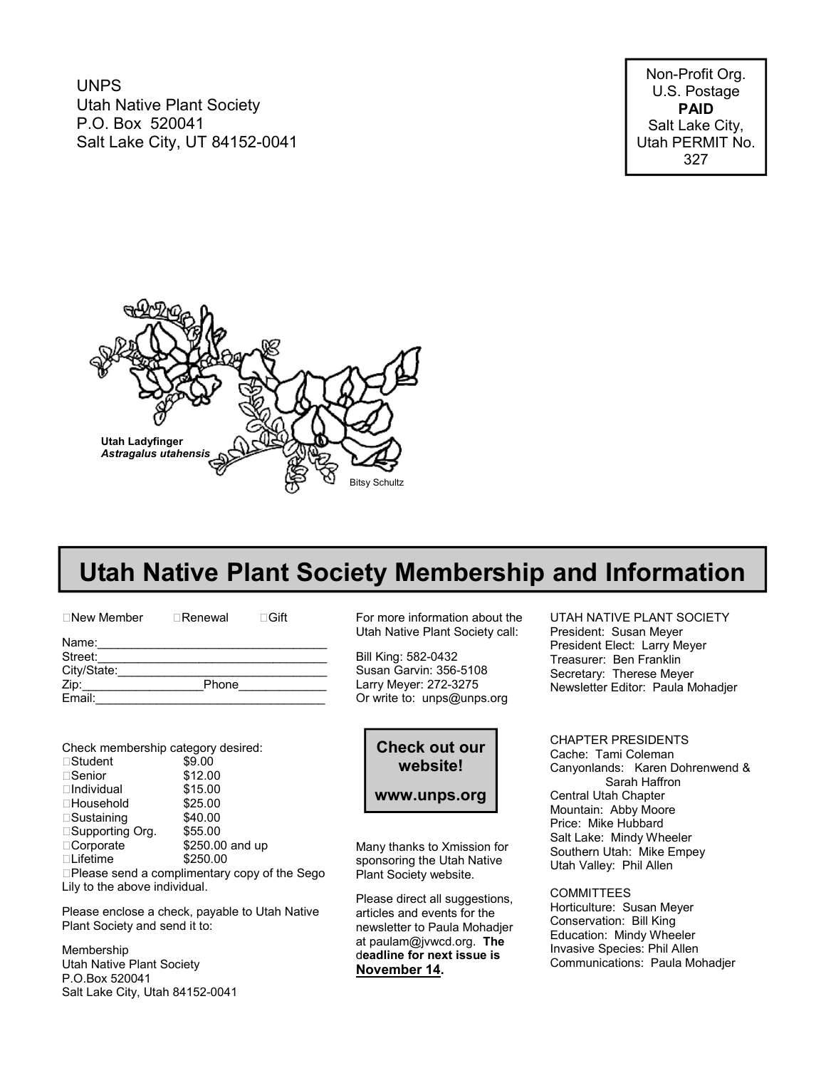UNPS
Utah Native Plant Society
P.O. Box 520041
Salt Lake City, UT 84152-0041

Non-Profit Org.
U.S. Postage
**PAID**
Salt Lake City,
Utah PERMIT No.
327

**Utah Ladyfinger**
***Astragalus utahensis***

Bitsy Schultz

# Utah Native Plant Society Membership and Information

☐New Member ☐Renewal ☐Gift

Name:_________________________________
Street:_________________________________
City/State:______________________________
Zip:_________________Phone____________
Email:_________________________________

Check membership category desired:

| | |
|---|---|
| ☐Student | $9.00 |
| ☐Senior | $12.00 |
| ☐Individual | $15.00 |
| ☐Household | $25.00 |
| ☐Sustaining | $40.00 |
| ☐Supporting Org. | $55.00 |
| ☐Corporate | $250.00 and up |
| ☐Lifetime | $250.00 |

☐Please send a complimentary copy of the Sego Lily to the above individual.

Please enclose a check, payable to Utah Native Plant Society and send it to:

Membership
Utah Native Plant Society
P.O.Box 520041
Salt Lake City, Utah 84152-0041

For more information about the Utah Native Plant Society call:

Bill King: 582-0432
Susan Garvin: 356-5108
Larry Meyer: 272-3275
Or write to: unps@unps.org

**Check out our website!**

**www.unps.org**

Many thanks to Xmission for sponsoring the Utah Native Plant Society website.

Please direct all suggestions, articles and events for the newsletter to Paula Mohadjer at paulam@jvwcd.org. **The deadline for next issue is <u>November 14</u>.**

UTAH NATIVE PLANT SOCIETY
President: Susan Meyer
President Elect: Larry Meyer
Treasurer: Ben Franklin
Secretary: Therese Meyer
Newsletter Editor: Paula Mohadjer

CHAPTER PRESIDENTS
Cache: Tami Coleman
Canyonlands: Karen Dohrenwend & Sarah Haffron
Central Utah Chapter
Mountain: Abby Moore
Price: Mike Hubbard
Salt Lake: Mindy Wheeler
Southern Utah: Mike Empey
Utah Valley: Phil Allen

COMMITTEES
Horticulture: Susan Meyer
Conservation: Bill King
Education: Mindy Wheeler
Invasive Species: Phil Allen
Communications: Paula Mohadjer